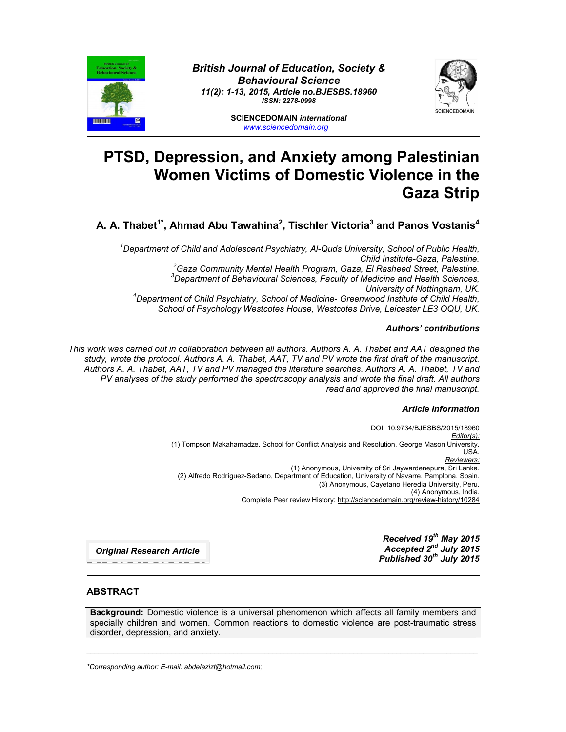British Journal of Education, Society & Behavioural Science
11(2): 1-13, 2015, Article no.BJESBS.18960
ISSN: 2278-0998

SCIENCEDOMAIN *international*
www.sciencedomain.org

# PTSD, Depression, and Anxiety among Palestinian Women Victims of Domestic Violence in the Gaza Strip

**A. A. Thabet[1*], Ahmad Abu Tawahina[2], Tischler Victoria[3] and Panos Vostanis[4]**

*[1]Department of Child and Adolescent Psychiatry, Al-Quds University, School of Public Health, Child Institute-Gaza, Palestine.*
*[2]Gaza Community Mental Health Program, Gaza, El Rasheed Street, Palestine.*
*[3]Department of Behavioural Sciences, Faculty of Medicine and Health Sciences, University of Nottingham, UK.*
*[4]Department of Child Psychiatry, School of Medicine- Greenwood Institute of Child Health, School of Psychology Westcotes House, Westcotes Drive, Leicester LE3 OQU, UK.*

### *Authors' contributions*

*This work was carried out in collaboration between all authors. Authors A. A. Thabet and AAT designed the study, wrote the protocol. Authors A. A. Thabet, AAT, TV and PV wrote the first draft of the manuscript. Authors A. A. Thabet, AAT, TV and PV managed the literature searches. Authors A. A. Thabet, TV and PV analyses of the study performed the spectroscopy analysis and wrote the final draft. All authors read and approved the final manuscript.*

### *Article Information*

DOI: 10.9734/BJESBS/2015/18960
*Editor(s):*
(1) Tompson Makahamadze, School for Conflict Analysis and Resolution, George Mason University, USA.
*Reviewers:*
(1) Anonymous, University of Sri Jaywardenepura, Sri Lanka.
(2) Alfredo Rodríguez-Sedano, Department of Education, University of Navarre, Pamplona, Spain.
(3) Anonymous, Cayetano Heredia University, Peru.
(4) Anonymous, India.
Complete Peer review History: http://sciencedomain.org/review-history/10284

***Original Research Article***

***Received 19th May 2015***
***Accepted 2nd July 2015***
***Published 30th July 2015***

## ABSTRACT

**Background:** Domestic violence is a universal phenomenon which affects all family members and specially children and women. Common reactions to domestic violence are post-traumatic stress disorder, depression, and anxiety.

---

*Corresponding author: E-mail: abdelazizt@hotmail.com;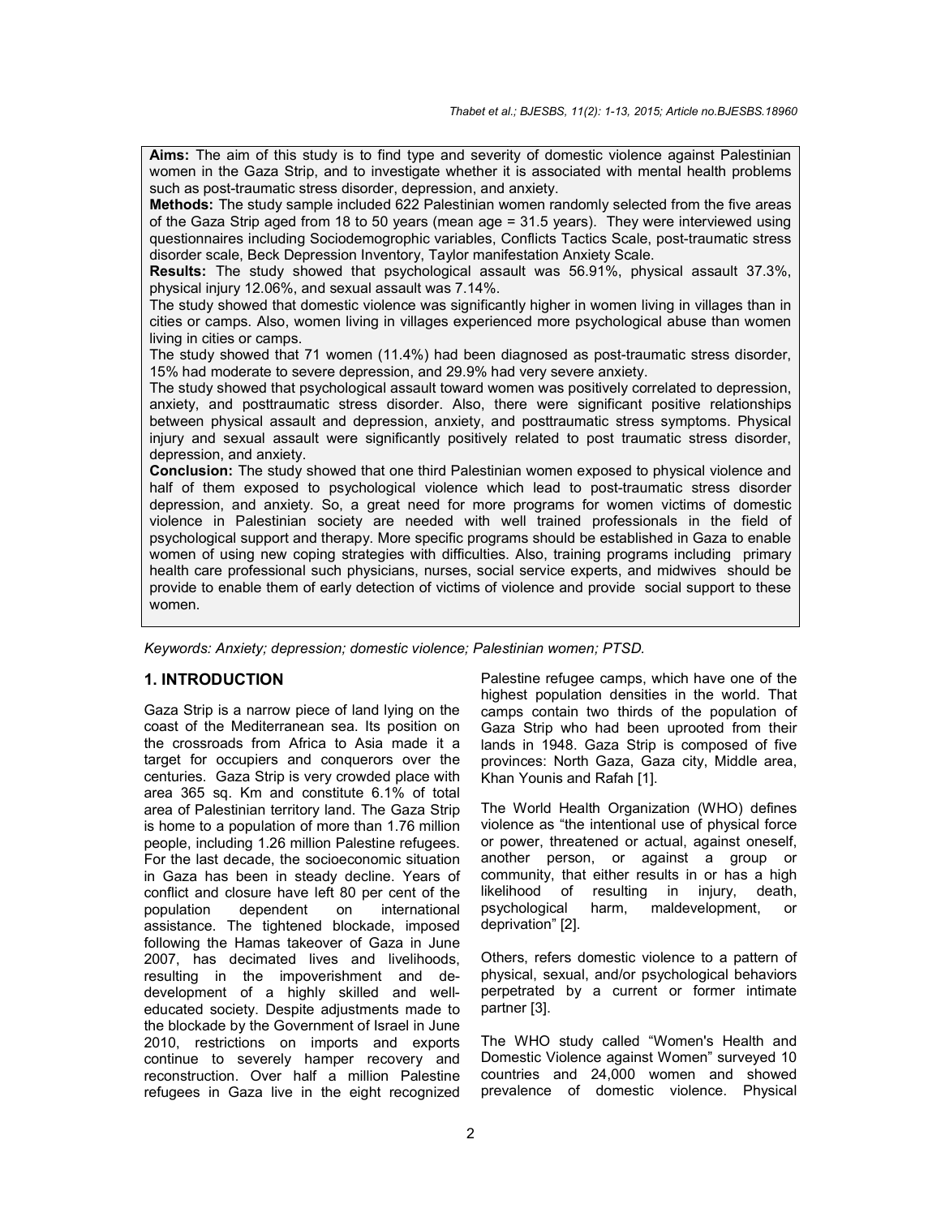**Aims:** The aim of this study is to find type and severity of domestic violence against Palestinian women in the Gaza Strip, and to investigate whether it is associated with mental health problems such as post-traumatic stress disorder, depression, and anxiety.

**Methods:** The study sample included 622 Palestinian women randomly selected from the five areas of the Gaza Strip aged from 18 to 50 years (mean age = 31.5 years). They were interviewed using questionnaires including Sociodemographic variables, Conflicts Tactics Scale, post-traumatic stress disorder scale, Beck Depression Inventory, Taylor manifestation Anxiety Scale.

**Results:** The study showed that psychological assault was 56.91%, physical assault 37.3%, physical injury 12.06%, and sexual assault was 7.14%.

The study showed that domestic violence was significantly higher in women living in villages than in cities or camps. Also, women living in villages experienced more psychological abuse than women living in cities or camps.

The study showed that 71 women (11.4%) had been diagnosed as post-traumatic stress disorder, 15% had moderate to severe depression, and 29.9% had very severe anxiety.

The study showed that psychological assault toward women was positively correlated to depression, anxiety, and posttraumatic stress disorder. Also, there were significant positive relationships between physical assault and depression, anxiety, and posttraumatic stress symptoms. Physical injury and sexual assault were significantly positively related to post traumatic stress disorder, depression, and anxiety.

**Conclusion:** The study showed that one third Palestinian women exposed to physical violence and half of them exposed to psychological violence which lead to post-traumatic stress disorder depression, and anxiety. So, a great need for more programs for women victims of domestic violence in Palestinian society are needed with well trained professionals in the field of psychological support and therapy. More specific programs should be established in Gaza to enable women of using new coping strategies with difficulties. Also, training programs including primary health care professional such physicians, nurses, social service experts, and midwives should be provide to enable them of early detection of victims of violence and provide social support to these women.

*Keywords: Anxiety; depression; domestic violence; Palestinian women; PTSD.*

## 1. INTRODUCTION

Gaza Strip is a narrow piece of land lying on the coast of the Mediterranean sea. Its position on the crossroads from Africa to Asia made it a target for occupiers and conquerors over the centuries. Gaza Strip is very crowded place with area 365 sq. Km and constitute 6.1% of total area of Palestinian territory land. The Gaza Strip is home to a population of more than 1.76 million people, including 1.26 million Palestine refugees. For the last decade, the socioeconomic situation in Gaza has been in steady decline. Years of conflict and closure have left 80 per cent of the population dependent on international assistance. The tightened blockade, imposed following the Hamas takeover of Gaza in June 2007, has decimated lives and livelihoods, resulting in the impoverishment and de-development of a highly skilled and well-educated society. Despite adjustments made to the blockade by the Government of Israel in June 2010, restrictions on imports and exports continue to severely hamper recovery and reconstruction. Over half a million Palestine refugees in Gaza live in the eight recognized Palestine refugee camps, which have one of the highest population densities in the world. That camps contain two thirds of the population of Gaza Strip who had been uprooted from their lands in 1948. Gaza Strip is composed of five provinces: North Gaza, Gaza city, Middle area, Khan Younis and Rafah [1].

The World Health Organization (WHO) defines violence as "the intentional use of physical force or power, threatened or actual, against oneself, another person, or against a group or community, that either results in or has a high likelihood of resulting in injury, death, psychological harm, maldevelopment, or deprivation" [2].

Others, refers domestic violence to a pattern of physical, sexual, and/or psychological behaviors perpetrated by a current or former intimate partner [3].

The WHO study called "Women's Health and Domestic Violence against Women" surveyed 10 countries and 24,000 women and showed prevalence of domestic violence. Physical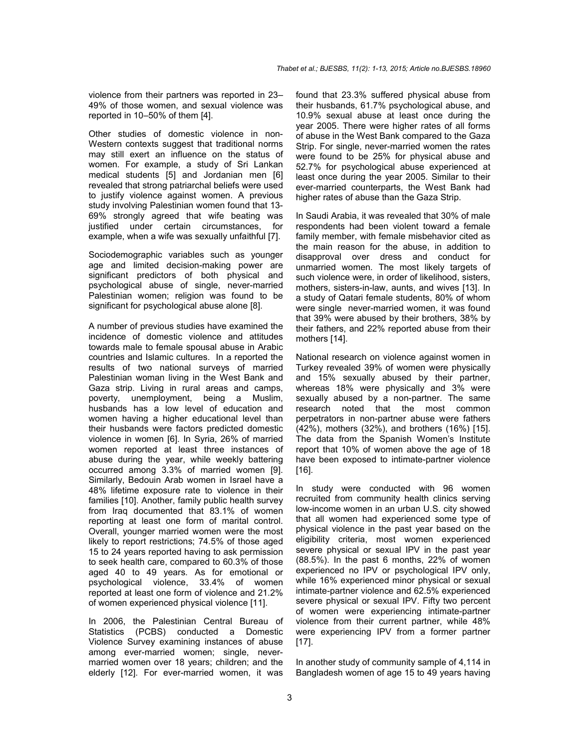violence from their partners was reported in 23–49% of those women, and sexual violence was reported in 10–50% of them [4].

Other studies of domestic violence in non-Western contexts suggest that traditional norms may still exert an influence on the status of women. For example, a study of Sri Lankan medical students [5] and Jordanian men [6] revealed that strong patriarchal beliefs were used to justify violence against women. A previous study involving Palestinian women found that 13-69% strongly agreed that wife beating was justified under certain circumstances, for example, when a wife was sexually unfaithful [7].

Sociodemographic variables such as younger age and limited decision-making power are significant predictors of both physical and psychological abuse of single, never-married Palestinian women; religion was found to be significant for psychological abuse alone [8].

A number of previous studies have examined the incidence of domestic violence and attitudes towards male to female spousal abuse in Arabic countries and Islamic cultures. In a reported the results of two national surveys of married Palestinian woman living in the West Bank and Gaza strip. Living in rural areas and camps, poverty, unemployment, being a Muslim, husbands has a low level of education and women having a higher educational level than their husbands were factors predicted domestic violence in women [6]. In Syria, 26% of married women reported at least three instances of abuse during the year, while weekly battering occurred among 3.3% of married women [9]. Similarly, Bedouin Arab women in Israel have a 48% lifetime exposure rate to violence in their families [10]. Another, family public health survey from Iraq documented that 83.1% of women reporting at least one form of marital control. Overall, younger married women were the most likely to report restrictions; 74.5% of those aged 15 to 24 years reported having to ask permission to seek health care, compared to 60.3% of those aged 40 to 49 years. As for emotional or psychological violence, 33.4% of women reported at least one form of violence and 21.2% of women experienced physical violence [11].

In 2006, the Palestinian Central Bureau of Statistics (PCBS) conducted a Domestic Violence Survey examining instances of abuse among ever-married women; single, never-married women over 18 years; children; and the elderly [12]. For ever-married women, it was found that 23.3% suffered physical abuse from their husbands, 61.7% psychological abuse, and 10.9% sexual abuse at least once during the year 2005. There were higher rates of all forms of abuse in the West Bank compared to the Gaza Strip. For single, never-married women the rates were found to be 25% for physical abuse and 52.7% for psychological abuse experienced at least once during the year 2005. Similar to their ever-married counterparts, the West Bank had higher rates of abuse than the Gaza Strip.

In Saudi Arabia, it was revealed that 30% of male respondents had been violent toward a female family member, with female misbehavior cited as the main reason for the abuse, in addition to disapproval over dress and conduct for unmarried women. The most likely targets of such violence were, in order of likelihood, sisters, mothers, sisters-in-law, aunts, and wives [13]. In a study of Qatari female students, 80% of whom were single never-married women, it was found that 39% were abused by their brothers, 38% by their fathers, and 22% reported abuse from their mothers [14].

National research on violence against women in Turkey revealed 39% of women were physically and 15% sexually abused by their partner, whereas 18% were physically and 3% were sexually abused by a non-partner. The same research noted that the most common perpetrators in non-partner abuse were fathers (42%), mothers (32%), and brothers (16%) [15]. The data from the Spanish Women's Institute report that 10% of women above the age of 18 have been exposed to intimate-partner violence [16].

In study were conducted with 96 women recruited from community health clinics serving low-income women in an urban U.S. city showed that all women had experienced some type of physical violence in the past year based on the eligibility criteria, most women experienced severe physical or sexual IPV in the past year (88.5%). In the past 6 months, 22% of women experienced no IPV or psychological IPV only, while 16% experienced minor physical or sexual intimate-partner violence and 62.5% experienced severe physical or sexual IPV. Fifty two percent of women were experiencing intimate-partner violence from their current partner, while 48% were experiencing IPV from a former partner [17].

In another study of community sample of 4,114 in Bangladesh women of age 15 to 49 years having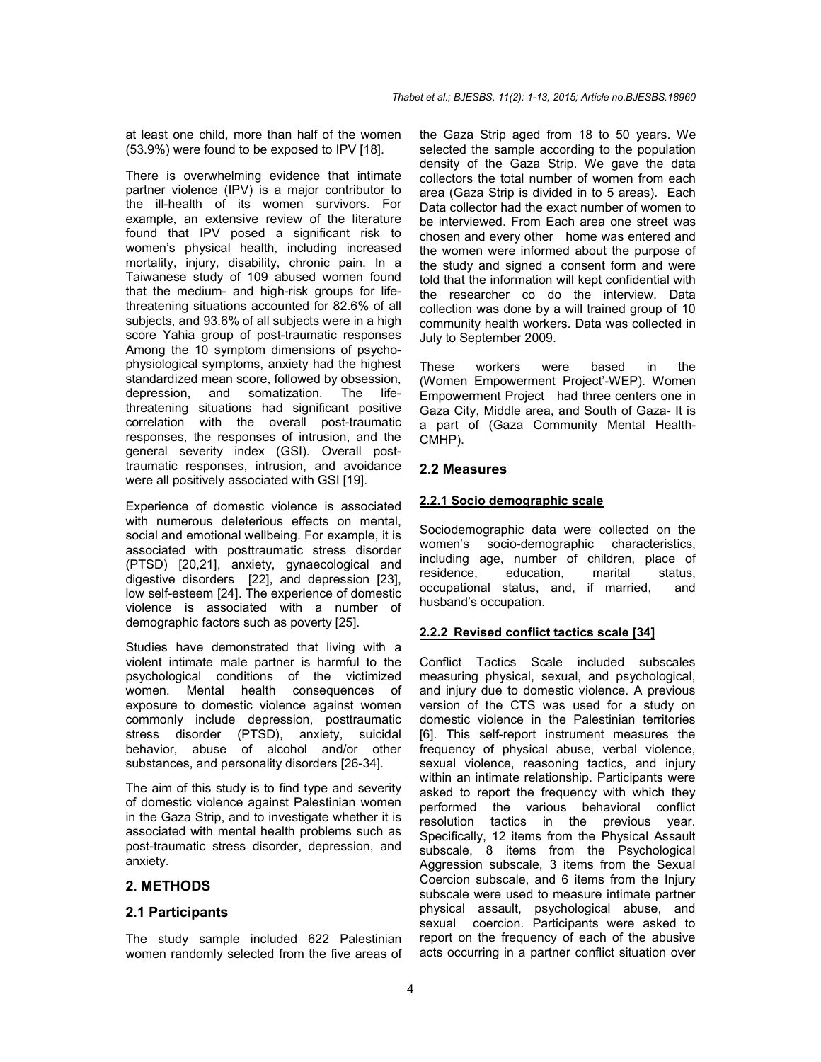at least one child, more than half of the women (53.9%) were found to be exposed to IPV [18].

There is overwhelming evidence that intimate partner violence (IPV) is a major contributor to the ill-health of its women survivors. For example, an extensive review of the literature found that IPV posed a significant risk to women's physical health, including increased mortality, injury, disability, chronic pain. In a Taiwanese study of 109 abused women found that the medium- and high-risk groups for life-threatening situations accounted for 82.6% of all subjects, and 93.6% of all subjects were in a high score Yahia group of post-traumatic responses Among the 10 symptom dimensions of psycho-physiological symptoms, anxiety had the highest standardized mean score, followed by obsession, depression, and somatization. The life-threatening situations had significant positive correlation with the overall post-traumatic responses, the responses of intrusion, and the general severity index (GSI). Overall post-traumatic responses, intrusion, and avoidance were all positively associated with GSI [19].

Experience of domestic violence is associated with numerous deleterious effects on mental, social and emotional wellbeing. For example, it is associated with posttraumatic stress disorder (PTSD) [20,21], anxiety, gynaecological and digestive disorders [22], and depression [23], low self-esteem [24]. The experience of domestic violence is associated with a number of demographic factors such as poverty [25].

Studies have demonstrated that living with a violent intimate male partner is harmful to the psychological conditions of the victimized women. Mental health consequences of exposure to domestic violence against women commonly include depression, posttraumatic stress disorder (PTSD), anxiety, suicidal behavior, abuse of alcohol and/or other substances, and personality disorders [26-34].

The aim of this study is to find type and severity of domestic violence against Palestinian women in the Gaza Strip, and to investigate whether it is associated with mental health problems such as post-traumatic stress disorder, depression, and anxiety.

## 2. METHODS

### 2.1 Participants

The study sample included 622 Palestinian women randomly selected from the five areas of the Gaza Strip aged from 18 to 50 years. We selected the sample according to the population density of the Gaza Strip. We gave the data collectors the total number of women from each area (Gaza Strip is divided in to 5 areas). Each Data collector had the exact number of women to be interviewed. From Each area one street was chosen and every other home was entered and the women were informed about the purpose of the study and signed a consent form and were told that the information will kept confidential with the researcher co do the interview. Data collection was done by a will trained group of 10 community health workers. Data was collected in July to September 2009.

These workers were based in the (Women Empowerment Project'-WEP). Women Empowerment Project had three centers one in Gaza City, Middle area, and South of Gaza- It is a part of (Gaza Community Mental Health-CMHP).

### 2.2 Measures

#### 2.2.1 Socio demographic scale

Sociodemographic data were collected on the women's socio-demographic characteristics, including age, number of children, place of residence, education, marital status, occupational status, and, if married, and husband's occupation.

#### 2.2.2 Revised conflict tactics scale [34]

Conflict Tactics Scale included subscales measuring physical, sexual, and psychological, and injury due to domestic violence. A previous version of the CTS was used for a study on domestic violence in the Palestinian territories [6]. This self-report instrument measures the frequency of physical abuse, verbal violence, sexual violence, reasoning tactics, and injury within an intimate relationship. Participants were asked to report the frequency with which they performed the various behavioral conflict resolution tactics in the previous year. Specifically, 12 items from the Physical Assault subscale, 8 items from the Psychological Aggression subscale, 3 items from the Sexual Coercion subscale, and 6 items from the Injury subscale were used to measure intimate partner physical assault, psychological abuse, and sexual coercion. Participants were asked to report on the frequency of each of the abusive acts occurring in a partner conflict situation over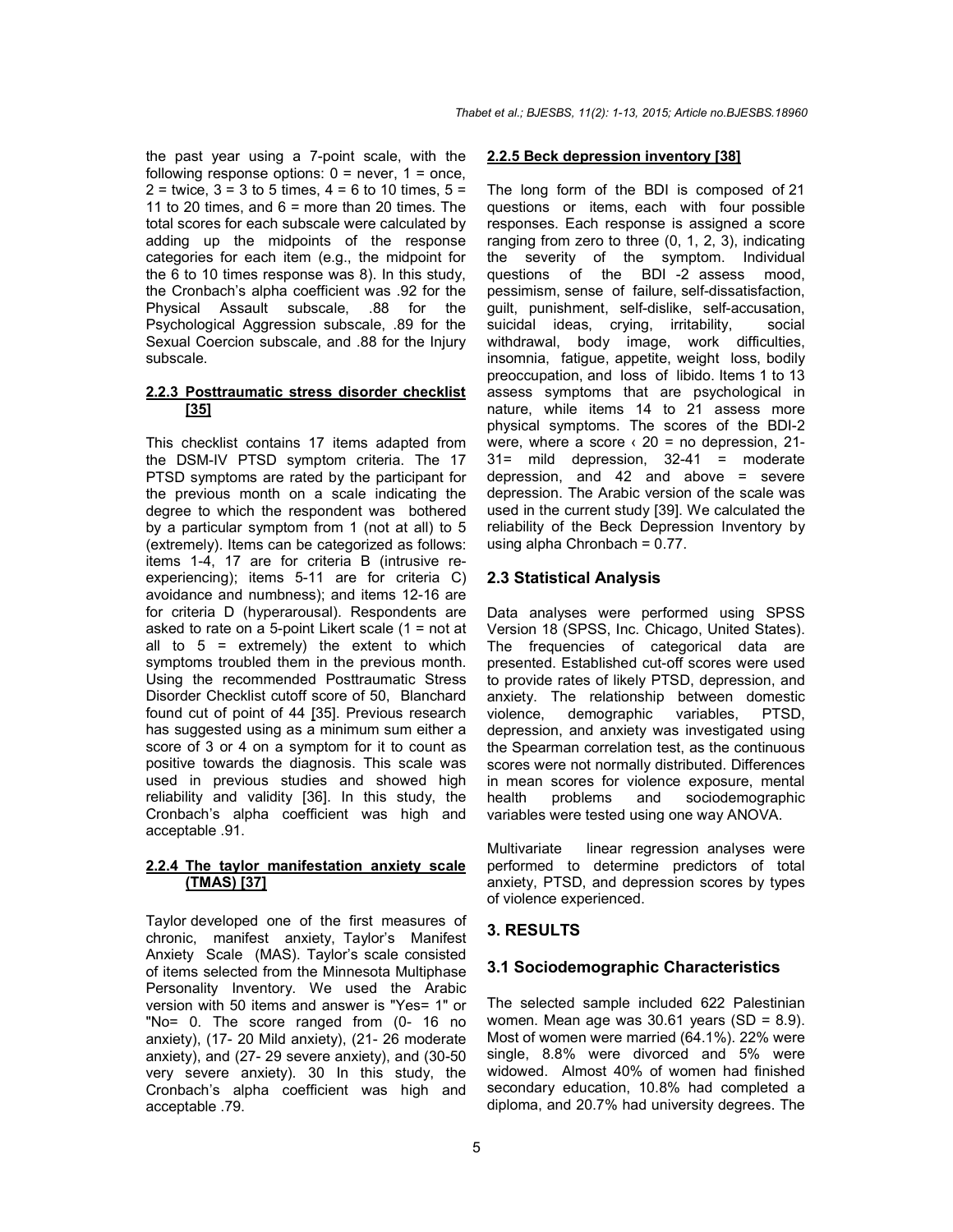the past year using a 7-point scale, with the following response options: 0 = never, 1 = once, 2 = twice, 3 = 3 to 5 times, 4 = 6 to 10 times, 5 = 11 to 20 times, and 6 = more than 20 times. The total scores for each subscale were calculated by adding up the midpoints of the response categories for each item (e.g., the midpoint for the 6 to 10 times response was 8). In this study, the Cronbach's alpha coefficient was .92 for the Physical Assault subscale, .88 for the Psychological Aggression subscale, .89 for the Sexual Coercion subscale, and .88 for the Injury subscale.

#### 2.2.3 Posttraumatic stress disorder checklist [35]

This checklist contains 17 items adapted from the DSM-IV PTSD symptom criteria. The 17 PTSD symptoms are rated by the participant for the previous month on a scale indicating the degree to which the respondent was bothered by a particular symptom from 1 (not at all) to 5 (extremely). Items can be categorized as follows: items 1-4, 17 are for criteria B (intrusive re-experiencing); items 5-11 are for criteria C) avoidance and numbness); and items 12-16 are for criteria D (hyperarousal). Respondents are asked to rate on a 5-point Likert scale (1 = not at all to 5 = extremely) the extent to which symptoms troubled them in the previous month. Using the recommended Posttraumatic Stress Disorder Checklist cutoff score of 50, Blanchard found cut of point of 44 [35]. Previous research has suggested using as a minimum sum either a score of 3 or 4 on a symptom for it to count as positive towards the diagnosis. This scale was used in previous studies and showed high reliability and validity [36]. In this study, the Cronbach's alpha coefficient was high and acceptable .91.

#### 2.2.4 The taylor manifestation anxiety scale (TMAS) [37]

Taylor developed one of the first measures of chronic, manifest anxiety, Taylor's Manifest Anxiety Scale (MAS). Taylor's scale consisted of items selected from the Minnesota Multiphase Personality Inventory. We used the Arabic version with 50 items and answer is "Yes= 1" or "No= 0. The score ranged from (0- 16 no anxiety), (17- 20 Mild anxiety), (21- 26 moderate anxiety), and (27- 29 severe anxiety), and (30-50 very severe anxiety). 30 In this study, the Cronbach's alpha coefficient was high and acceptable .79.

#### 2.2.5 Beck depression inventory [38]

The long form of the BDI is composed of 21 questions or items, each with four possible responses. Each response is assigned a score ranging from zero to three (0, 1, 2, 3), indicating the severity of the symptom. Individual questions of the BDI -2 assess mood, pessimism, sense of failure, self-dissatisfaction, guilt, punishment, self-dislike, self-accusation, suicidal ideas, crying, irritability, social withdrawal, body image, work difficulties, insomnia, fatigue, appetite, weight loss, bodily preoccupation, and loss of libido. Items 1 to 13 assess symptoms that are psychological in nature, while items 14 to 21 assess more physical symptoms. The scores of the BDI-2 were, where a score ‹ 20 = no depression, 21-31= mild depression, 32-41 = moderate depression, and 42 and above = severe depression. The Arabic version of the scale was used in the current study [39]. We calculated the reliability of the Beck Depression Inventory by using alpha Chronbach = 0.77.

### 2.3 Statistical Analysis

Data analyses were performed using SPSS Version 18 (SPSS, Inc. Chicago, United States). The frequencies of categorical data are presented. Established cut-off scores were used to provide rates of likely PTSD, depression, and anxiety. The relationship between domestic violence, demographic variables, PTSD, depression, and anxiety was investigated using the Spearman correlation test, as the continuous scores were not normally distributed. Differences in mean scores for violence exposure, mental health problems and sociodemographic variables were tested using one way ANOVA.

Multivariate linear regression analyses were performed to determine predictors of total anxiety, PTSD, and depression scores by types of violence experienced.

## 3. RESULTS

### 3.1 Sociodemographic Characteristics

The selected sample included 622 Palestinian women. Mean age was 30.61 years (SD = 8.9). Most of women were married (64.1%). 22% were single, 8.8% were divorced and 5% were widowed. Almost 40% of women had finished secondary education, 10.8% had completed a diploma, and 20.7% had university degrees. The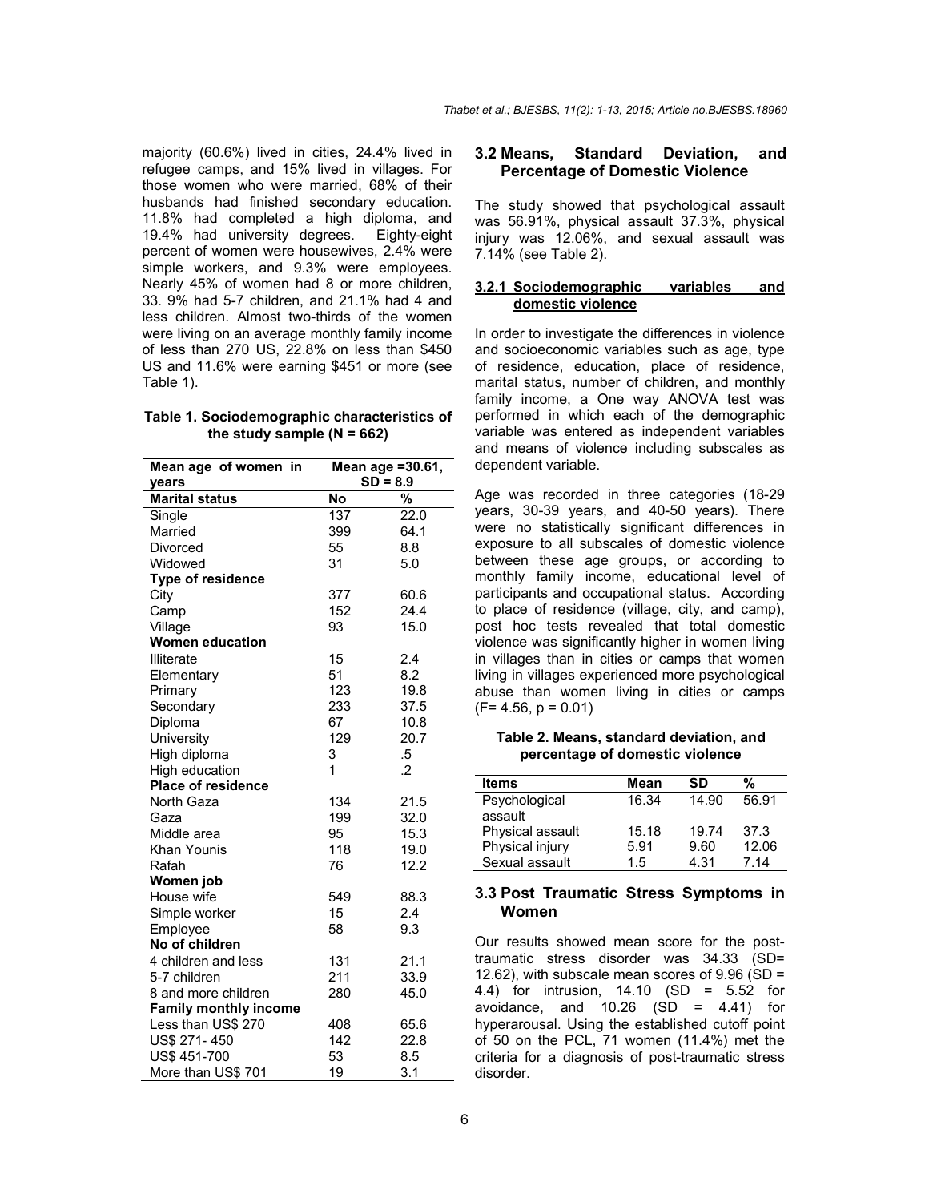majority (60.6%) lived in cities, 24.4% lived in refugee camps, and 15% lived in villages. For those women who were married, 68% of their husbands had finished secondary education. 11.8% had completed a high diploma, and 19.4% had university degrees. Eighty-eight percent of women were housewives, 2.4% were simple workers, and 9.3% were employees. Nearly 45% of women had 8 or more children, 33. 9% had 5-7 children, and 21.1% had 4 and less children. Almost two-thirds of the women were living on an average monthly family income of less than 270 US, 22.8% on less than $450 US and 11.6% were earning $451 or more (see Table 1).

**Table 1. Sociodemographic characteristics of the study sample (N = 662)**

| Mean age of women in years | Mean age =30.61, SD = 8.9 | |
|---|---|---|
| **Marital status** | **No** | **%** |
| Single | 137 | 22.0 |
| Married | 399 | 64.1 |
| Divorced | 55 | 8.8 |
| Widowed | 31 | 5.0 |
| **Type of residence** | | |
| City | 377 | 60.6 |
| Camp | 152 | 24.4 |
| Village | 93 | 15.0 |
| **Women education** | | |
| Illiterate | 15 | 2.4 |
| Elementary | 51 | 8.2 |
| Primary | 123 | 19.8 |
| Secondary | 233 | 37.5 |
| Diploma | 67 | 10.8 |
| University | 129 | 20.7 |
| High diploma | 3 | .5 |
| High education | 1 | .2 |
| **Place of residence** | | |
| North Gaza | 134 | 21.5 |
| Gaza | 199 | 32.0 |
| Middle area | 95 | 15.3 |
| Khan Younis | 118 | 19.0 |
| Rafah | 76 | 12.2 |
| **Women job** | | |
| House wife | 549 | 88.3 |
| Simple worker | 15 | 2.4 |
| Employee | 58 | 9.3 |
| **No of children** | | |
| 4 children and less | 131 | 21.1 |
| 5-7 children | 211 | 33.9 |
| 8 and more children | 280 | 45.0 |
| **Family monthly income** | | |
| Less than US$ 270 | 408 | 65.6 |
| US$ 271- 450 | 142 | 22.8 |
| US$ 451-700 | 53 | 8.5 |
| More than US$ 701 | 19 | 3.1 |

## 3.2 Means, Standard Deviation, and Percentage of Domestic Violence

The study showed that psychological assault was 56.91%, physical assault 37.3%, physical injury was 12.06%, and sexual assault was 7.14% (see Table 2).

### 3.2.1 Sociodemographic variables and domestic violence

In order to investigate the differences in violence and socioeconomic variables such as age, type of residence, education, place of residence, marital status, number of children, and monthly family income, a One way ANOVA test was performed in which each of the demographic variable was entered as independent variables and means of violence including subscales as dependent variable.

Age was recorded in three categories (18-29 years, 30-39 years, and 40-50 years). There were no statistically significant differences in exposure to all subscales of domestic violence between these age groups, or according to monthly family income, educational level of participants and occupational status. According to place of residence (village, city, and camp), post hoc tests revealed that total domestic violence was significantly higher in women living in villages than in cities or camps that women living in villages experienced more psychological abuse than women living in cities or camps ($F= 4.56$, $p = 0.01$)

**Table 2. Means, standard deviation, and percentage of domestic violence**

| Items | Mean | SD | % |
|---|---|---|---|
| Psychological assault | 16.34 | 14.90 | 56.91 |
| Physical assault | 15.18 | 19.74 | 37.3 |
| Physical injury | 5.91 | 9.60 | 12.06 |
| Sexual assault | 1.5 | 4.31 | 7.14 |

## 3.3 Post Traumatic Stress Symptoms in Women

Our results showed mean score for the post-traumatic stress disorder was 34.33 (SD= 12.62), with subscale mean scores of 9.96 (SD = 4.4) for intrusion, 14.10 (SD = 5.52 for avoidance, and 10.26 (SD = 4.41) for hyperarousal. Using the established cutoff point of 50 on the PCL, 71 women (11.4%) met the criteria for a diagnosis of post-traumatic stress disorder.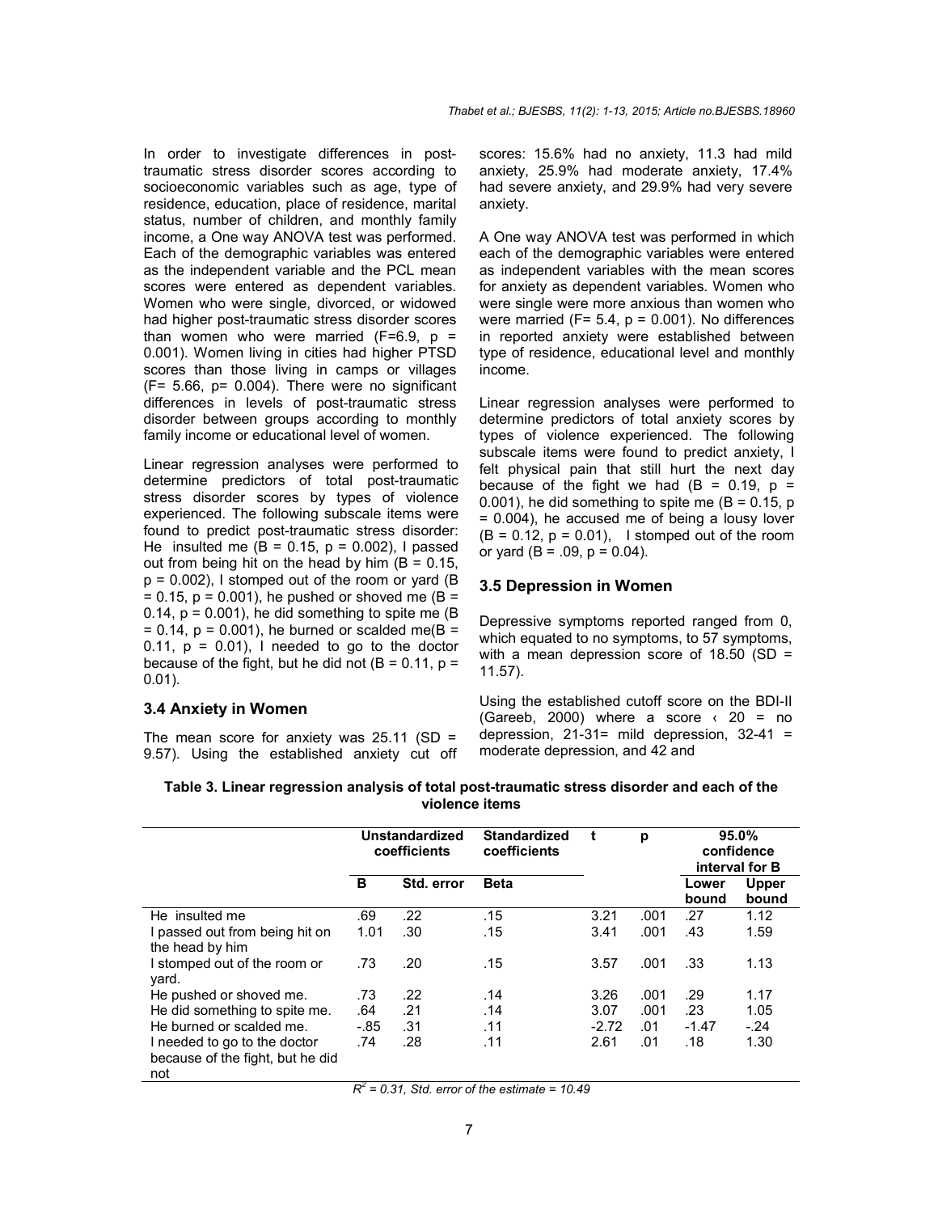In order to investigate differences in post-traumatic stress disorder scores according to socioeconomic variables such as age, type of residence, education, place of residence, marital status, number of children, and monthly family income, a One way ANOVA test was performed. Each of the demographic variables was entered as the independent variable and the PCL mean scores were entered as dependent variables. Women who were single, divorced, or widowed had higher post-traumatic stress disorder scores than women who were married ($F=6.9$, $p = 0.001$). Women living in cities had higher PTSD scores than those living in camps or villages ($F= 5.66$, $p= 0.004$). There were no significant differences in levels of post-traumatic stress disorder between groups according to monthly family income or educational level of women.

Linear regression analyses were performed to determine predictors of total post-traumatic stress disorder scores by types of violence experienced. The following subscale items were found to predict post-traumatic stress disorder: He insulted me ($B = 0.15$, $p = 0.002$), I passed out from being hit on the head by him ($B = 0.15$, $p = 0.002$), I stomped out of the room or yard ($B = 0.15$, $p = 0.001$), he pushed or shoved me ($B = 0.14$, $p = 0.001$), he did something to spite me ($B = 0.14$, $p = 0.001$), he burned or scalded me($B = 0.11$, $p = 0.01$), I needed to go to the doctor because of the fight, but he did not ($B = 0.11$, $p = 0.01$).

### 3.4 Anxiety in Women

The mean score for anxiety was 25.11 (SD = 9.57). Using the established anxiety cut off scores: 15.6% had no anxiety, 11.3 had mild anxiety, 25.9% had moderate anxiety, 17.4% had severe anxiety, and 29.9% had very severe anxiety.

A One way ANOVA test was performed in which each of the demographic variables were entered as independent variables with the mean scores for anxiety as dependent variables. Women who were single were more anxious than women who were married ($F= 5.4$, $p = 0.001$). No differences in reported anxiety were established between type of residence, educational level and monthly income.

Linear regression analyses were performed to determine predictors of total anxiety scores by types of violence experienced. The following subscale items were found to predict anxiety, I felt physical pain that still hurt the next day because of the fight we had ($B = 0.19$, $p = 0.001$), he did something to spite me ($B = 0.15$, $p = 0.004$), he accused me of being a lousy lover ($B = 0.12$, $p = 0.01$), I stomped out of the room or yard ($B = .09$, $p = 0.04$).

### 3.5 Depression in Women

Depressive symptoms reported ranged from 0, which equated to no symptoms, to 57 symptoms, with a mean depression score of 18.50 (SD = 11.57).

Using the established cutoff score on the BDI-II (Gareeb, 2000) where a score ‹ 20 = no depression, 21-31= mild depression, 32-41 = moderate depression, and 42 and

**Table 3. Linear regression analysis of total post-traumatic stress disorder and each of the violence items**

| | Unstandardized coefficients | | Standardized coefficients | t | p | 95.0% confidence interval for B | |
|---|---|---|---|---|---|---|---|
| | B | Std. error | Beta | | | Lower bound | Upper bound |
| He insulted me | .69 | .22 | .15 | 3.21 | .001 | .27 | 1.12 |
| I passed out from being hit on the head by him | 1.01 | .30 | .15 | 3.41 | .001 | .43 | 1.59 |
| I stomped out of the room or yard. | .73 | .20 | .15 | 3.57 | .001 | .33 | 1.13 |
| He pushed or shoved me. | .73 | .22 | .14 | 3.26 | .001 | .29 | 1.17 |
| He did something to spite me. | .64 | .21 | .14 | 3.07 | .001 | .23 | 1.05 |
| He burned or scalded me. | -.85 | .31 | .11 | -2.72 | .01 | -1.47 | -.24 |
| I needed to go to the doctor because of the fight, but he did not | .74 | .28 | .11 | 2.61 | .01 | .18 | 1.30 |

*$R^2 = 0.31$, Std. error of the estimate = 10.49*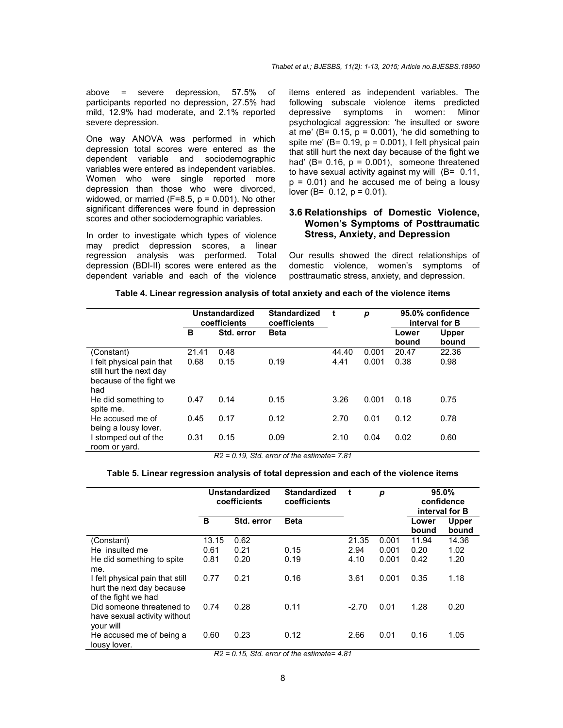above = severe depression, 57.5% of participants reported no depression, 27.5% had mild, 12.9% had moderate, and 2.1% reported severe depression.

One way ANOVA was performed in which depression total scores were entered as the dependent variable and sociodemographic variables were entered as independent variables. Women who were single reported more depression than those who were divorced, widowed, or married (F=8.5, p = 0.001). No other significant differences were found in depression scores and other sociodemographic variables.

In order to investigate which types of violence may predict depression scores, a linear regression analysis was performed. Total depression (BDI-II) scores were entered as the dependent variable and each of the violence items entered as independent variables. The following subscale violence items predicted depressive symptoms in women: Minor psychological aggression: 'he insulted or swore at me' (B= 0.15, p = 0.001), 'he did something to spite me' (B= 0.19, p = 0.001), I felt physical pain that still hurt the next day because of the fight we had' (B= 0.16, p = 0.001), someone threatened to have sexual activity against my will (B= 0.11, p = 0.01) and he accused me of being a lousy lover (B= 0.12, p = 0.01).

### 3.6 Relationships of Domestic Violence, Women's Symptoms of Posttraumatic Stress, Anxiety, and Depression

Our results showed the direct relationships of domestic violence, women's symptoms of posttraumatic stress, anxiety, and depression.

**Table 4. Linear regression analysis of total anxiety and each of the violence items**

| | Unstandardized coefficients | | Standardized coefficients | t | p | 95.0% confidence interval for B | |
|---|---|---|---|---|---|---|---|
| | B | Std. error | Beta | | | Lower bound | Upper bound |
| (Constant) | 21.41 | 0.48 | | 44.40 | 0.001 | 20.47 | 22.36 |
| I felt physical pain that still hurt the next day because of the fight we had | 0.68 | 0.15 | 0.19 | 4.41 | 0.001 | 0.38 | 0.98 |
| He did something to spite me. | 0.47 | 0.14 | 0.15 | 3.26 | 0.001 | 0.18 | 0.75 |
| He accused me of being a lousy lover. | 0.45 | 0.17 | 0.12 | 2.70 | 0.01 | 0.12 | 0.78 |
| I stomped out of the room or yard. | 0.31 | 0.15 | 0.09 | 2.10 | 0.04 | 0.02 | 0.60 |

*R2 = 0.19, Std. error of the estimate= 7.81*

**Table 5. Linear regression analysis of total depression and each of the violence items**

| | Unstandardized coefficients | | Standardized coefficients | t | p | 95.0% confidence interval for B | |
|---|---|---|---|---|---|---|---|
| | B | Std. error | Beta | | | Lower bound | Upper bound |
| (Constant) | 13.15 | 0.62 | | 21.35 | 0.001 | 11.94 | 14.36 |
| He insulted me | 0.61 | 0.21 | 0.15 | 2.94 | 0.001 | 0.20 | 1.02 |
| He did something to spite me. | 0.81 | 0.20 | 0.19 | 4.10 | 0.001 | 0.42 | 1.20 |
| I felt physical pain that still hurt the next day because of the fight we had | 0.77 | 0.21 | 0.16 | 3.61 | 0.001 | 0.35 | 1.18 |
| Did someone threatened to have sexual activity without your will | 0.74 | 0.28 | 0.11 | -2.70 | 0.01 | 1.28 | 0.20 |
| He accused me of being a lousy lover. | 0.60 | 0.23 | 0.12 | 2.66 | 0.01 | 0.16 | 1.05 |

*R2 = 0.15, Std. error of the estimate= 4.81*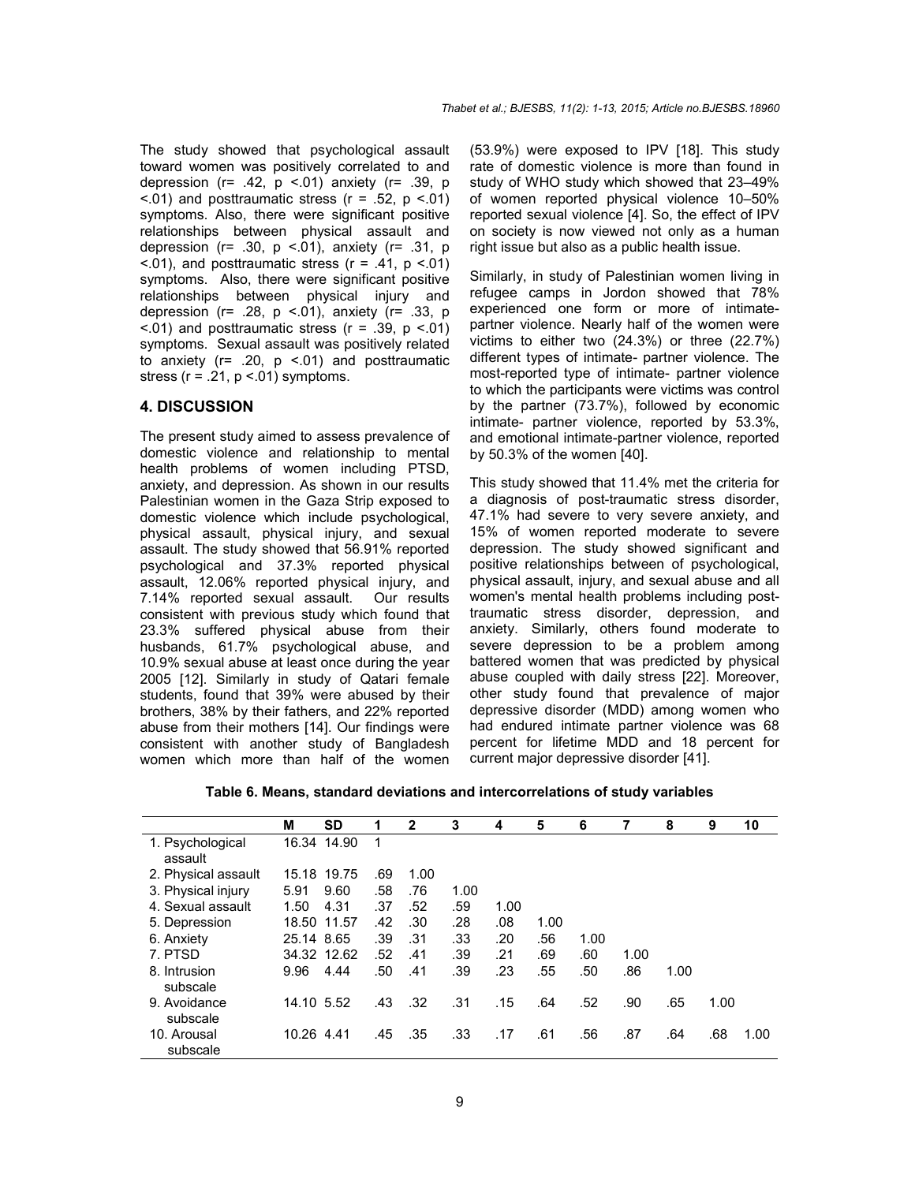The study showed that psychological assault toward women was positively correlated to and depression (r= .42, p <.01) anxiety (r= .39, p <.01) and posttraumatic stress (r = .52, p <.01) symptoms. Also, there were significant positive relationships between physical assault and depression (r= .30, p <.01), anxiety (r= .31, p <.01), and posttraumatic stress (r = .41, p <.01) symptoms. Also, there were significant positive relationships between physical injury and depression (r= .28, p <.01), anxiety (r= .33, p <.01) and posttraumatic stress (r = .39, p <.01) symptoms. Sexual assault was positively related to anxiety (r= .20, p <.01) and posttraumatic stress (r = .21, p <.01) symptoms.

## 4. DISCUSSION

The present study aimed to assess prevalence of domestic violence and relationship to mental health problems of women including PTSD, anxiety, and depression. As shown in our results Palestinian women in the Gaza Strip exposed to domestic violence which include psychological, physical assault, physical injury, and sexual assault. The study showed that 56.91% reported psychological and 37.3% reported physical assault, 12.06% reported physical injury, and 7.14% reported sexual assault. Our results consistent with previous study which found that 23.3% suffered physical abuse from their husbands, 61.7% psychological abuse, and 10.9% sexual abuse at least once during the year 2005 [12]. Similarly in study of Qatari female students, found that 39% were abused by their brothers, 38% by their fathers, and 22% reported abuse from their mothers [14]. Our findings were consistent with another study of Bangladesh women which more than half of the women (53.9%) were exposed to IPV [18]. This study rate of domestic violence is more than found in study of WHO study which showed that 23–49% of women reported physical violence 10–50% reported sexual violence [4]. So, the effect of IPV on society is now viewed not only as a human right issue but also as a public health issue.

Similarly, in study of Palestinian women living in refugee camps in Jordon showed that 78% experienced one form or more of intimate-partner violence. Nearly half of the women were victims to either two (24.3%) or three (22.7%) different types of intimate- partner violence. The most-reported type of intimate- partner violence to which the participants were victims was control by the partner (73.7%), followed by economic intimate- partner violence, reported by 53.3%, and emotional intimate-partner violence, reported by 50.3% of the women [40].

This study showed that 11.4% met the criteria for a diagnosis of post-traumatic stress disorder, 47.1% had severe to very severe anxiety, and 15% of women reported moderate to severe depression. The study showed significant and positive relationships between of psychological, physical assault, injury, and sexual abuse and all women's mental health problems including post-traumatic stress disorder, depression, and anxiety. Similarly, others found moderate to severe depression to be a problem among battered women that was predicted by physical abuse coupled with daily stress [22]. Moreover, other study found that prevalence of major depressive disorder (MDD) among women who had endured intimate partner violence was 68 percent for lifetime MDD and 18 percent for current major depressive disorder [41].

**Table 6. Means, standard deviations and intercorrelations of study variables**

| | M | SD | 1 | 2 | 3 | 4 | 5 | 6 | 7 | 8 | 9 | 10 |
|---|---|---|---|---|---|---|---|---|---|---|---|---|
| 1. Psychological assault | 16.34 | 14.90 | 1 | | | | | | | | | |
| 2. Physical assault | 15.18 | 19.75 | .69 | 1.00 | | | | | | | | |
| 3. Physical injury | 5.91 | 9.60 | .58 | .76 | 1.00 | | | | | | | |
| 4. Sexual assault | 1.50 | 4.31 | .37 | .52 | .59 | 1.00 | | | | | | |
| 5. Depression | 18.50 | 11.57 | .42 | .30 | .28 | .08 | 1.00 | | | | | |
| 6. Anxiety | 25.14 | 8.65 | .39 | .31 | .33 | .20 | .56 | 1.00 | | | | |
| 7. PTSD | 34.32 | 12.62 | .52 | .41 | .39 | .21 | .69 | .60 | 1.00 | | | |
| 8. Intrusion subscale | 9.96 | 4.44 | .50 | .41 | .39 | .23 | .55 | .50 | .86 | 1.00 | | |
| 9. Avoidance subscale | 14.10 | 5.52 | .43 | .32 | .31 | .15 | .64 | .52 | .90 | .65 | 1.00 | |
| 10. Arousal subscale | 10.26 | 4.41 | .45 | .35 | .33 | .17 | .61 | .56 | .87 | .64 | .68 | 1.00 |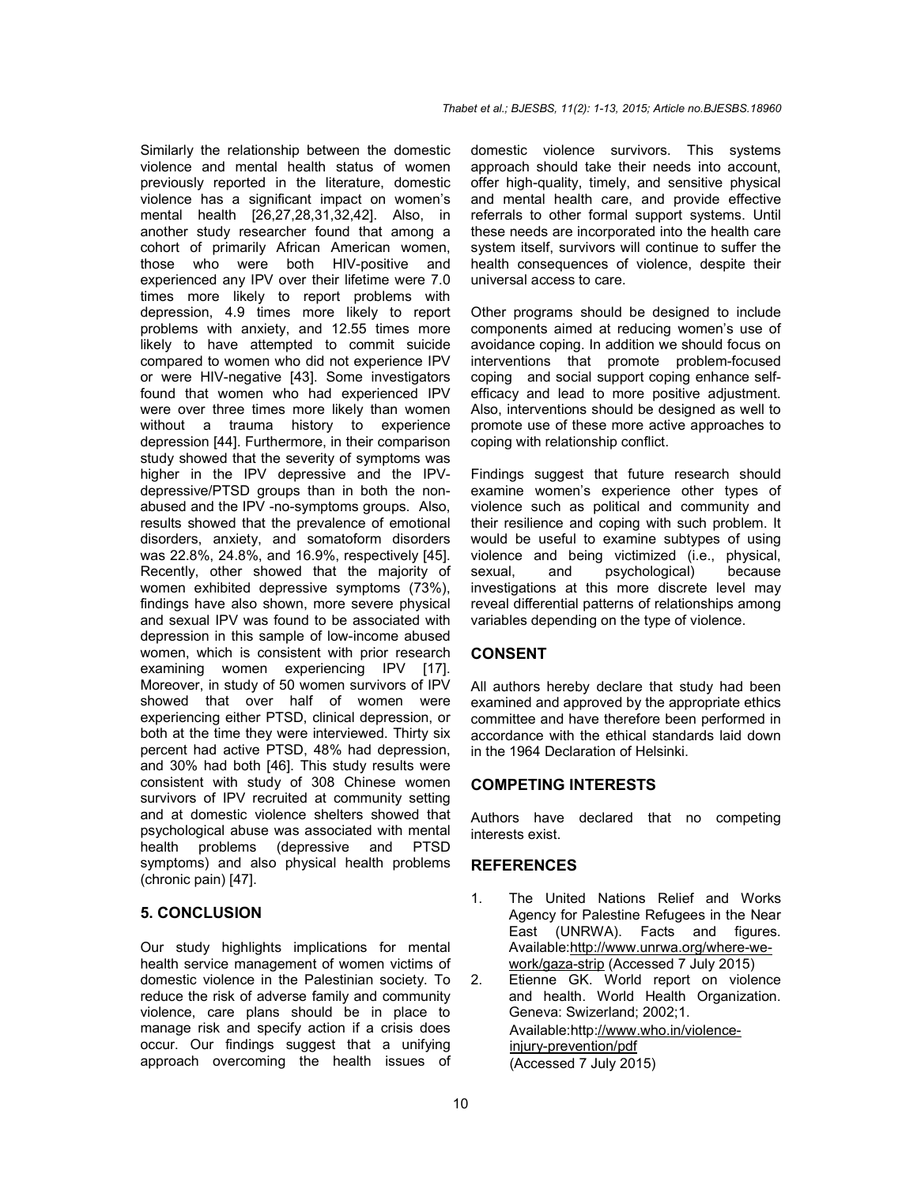Similarly the relationship between the domestic violence and mental health status of women previously reported in the literature, domestic violence has a significant impact on women's mental health [26,27,28,31,32,42]. Also, in another study researcher found that among a cohort of primarily African American women, those who were both HIV-positive and experienced any IPV over their lifetime were 7.0 times more likely to report problems with depression, 4.9 times more likely to report problems with anxiety, and 12.55 times more likely to have attempted to commit suicide compared to women who did not experience IPV or were HIV-negative [43]. Some investigators found that women who had experienced IPV were over three times more likely than women without a trauma history to experience depression [44]. Furthermore, in their comparison study showed that the severity of symptoms was higher in the IPV depressive and the IPV-depressive/PTSD groups than in both the non-abused and the IPV -no-symptoms groups. Also, results showed that the prevalence of emotional disorders, anxiety, and somatoform disorders was 22.8%, 24.8%, and 16.9%, respectively [45]. Recently, other showed that the majority of women exhibited depressive symptoms (73%), findings have also shown, more severe physical and sexual IPV was found to be associated with depression in this sample of low-income abused women, which is consistent with prior research examining women experiencing IPV [17]. Moreover, in study of 50 women survivors of IPV showed that over half of women were experiencing either PTSD, clinical depression, or both at the time they were interviewed. Thirty six percent had active PTSD, 48% had depression, and 30% had both [46]. This study results were consistent with study of 308 Chinese women survivors of IPV recruited at community setting and at domestic violence shelters showed that psychological abuse was associated with mental health problems (depressive and PTSD symptoms) and also physical health problems (chronic pain) [47].

## 5. CONCLUSION

Our study highlights implications for mental health service management of women victims of domestic violence in the Palestinian society. To reduce the risk of adverse family and community violence, care plans should be in place to manage risk and specify action if a crisis does occur. Our findings suggest that a unifying approach overcoming the health issues of domestic violence survivors. This systems approach should take their needs into account, offer high-quality, timely, and sensitive physical and mental health care, and provide effective referrals to other formal support systems. Until these needs are incorporated into the health care system itself, survivors will continue to suffer the health consequences of violence, despite their universal access to care.

Other programs should be designed to include components aimed at reducing women's use of avoidance coping. In addition we should focus on interventions that promote problem-focused coping and social support coping enhance self-efficacy and lead to more positive adjustment. Also, interventions should be designed as well to promote use of these more active approaches to coping with relationship conflict.

Findings suggest that future research should examine women's experience other types of violence such as political and community and their resilience and coping with such problem. It would be useful to examine subtypes of using violence and being victimized (i.e., physical, sexual, and psychological) because investigations at this more discrete level may reveal differential patterns of relationships among variables depending on the type of violence.

## CONSENT

All authors hereby declare that study had been examined and approved by the appropriate ethics committee and have therefore been performed in accordance with the ethical standards laid down in the 1964 Declaration of Helsinki.

## COMPETING INTERESTS

Authors have declared that no competing interests exist.

## REFERENCES

1. The United Nations Relief and Works Agency for Palestine Refugees in the Near East (UNRWA). Facts and figures. Available:http://www.unrwa.org/where-we-work/gaza-strip (Accessed 7 July 2015)
2. Etienne GK. World report on violence and health. World Health Organization. Geneva: Switzerland; 2002;1. Available:http://www.who.in/violence-injury-prevention/pdf (Accessed 7 July 2015)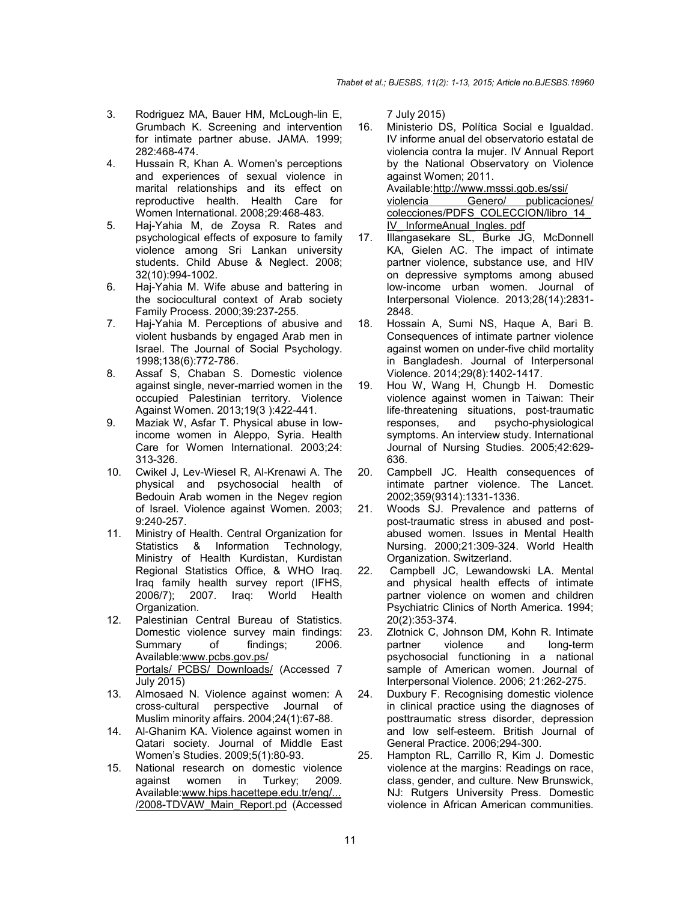3. Rodriguez MA, Bauer HM, McLough-lin E, Grumbach K. Screening and intervention for intimate partner abuse. JAMA. 1999; 282:468-474.
4. Hussain R, Khan A. Women's perceptions and experiences of sexual violence in marital relationships and its effect on reproductive health. Health Care for Women International. 2008;29:468-483.
5. Haj-Yahia M, de Zoysa R. Rates and psychological effects of exposure to family violence among Sri Lankan university students. Child Abuse & Neglect. 2008; 32(10):994-1002.
6. Haj-Yahia M. Wife abuse and battering in the sociocultural context of Arab society Family Process. 2000;39:237-255.
7. Haj-Yahia M. Perceptions of abusive and violent husbands by engaged Arab men in Israel. The Journal of Social Psychology. 1998;138(6):772-786.
8. Assaf S, Chaban S. Domestic violence against single, never-married women in the occupied Palestinian territory. Violence Against Women. 2013;19(3 ):422-441.
9. Maziak W, Asfar T. Physical abuse in low-income women in Aleppo, Syria. Health Care for Women International. 2003;24: 313-326.
10. Cwikel J, Lev-Wiesel R, Al-Krenawi A. The physical and psychosocial health of Bedouin Arab women in the Negev region of Israel. Violence against Women. 2003; 9:240-257.
11. Ministry of Health. Central Organization for Statistics & Information Technology, Ministry of Health Kurdistan, Kurdistan Regional Statistics Office, & WHO Iraq. Iraq family health survey report (IFHS, 2006/7); 2007. Iraq: World Health Organization.
12. Palestinian Central Bureau of Statistics. Domestic violence survey main findings: Summary of findings; 2006. Available:www.pcbs.gov.ps/ Portals/ PCBS/ Downloads/ (Accessed 7 July 2015)
13. Almosaed N. Violence against women: A cross-cultural perspective Journal of Muslim minority affairs. 2004;24(1):67-88.
14. Al-Ghanim KA. Violence against women in Qatari society. Journal of Middle East Women's Studies. 2009;5(1):80-93.
15. National research on domestic violence against women in Turkey; 2009. Available:www.hips.hacettepe.edu.tr/eng/... /2008-TDVAW_Main_Report.pd (Accessed 7 July 2015)
16. Ministerio DS, Política Social e Igualdad. IV informe anual del observatorio estatal de violencia contra la mujer. IV Annual Report by the National Observatory on Violence against Women; 2011. Available:http://www.msssi.gob.es/ssi/ violencia Genero/ publicaciones/ colecciones/PDFS_COLECCION/libro_14_ IV_ InformeAnual_Ingles. pdf
17. Illangasekare SL, Burke JG, McDonnell KA, Gielen AC. The impact of intimate partner violence, substance use, and HIV on depressive symptoms among abused low-income urban women. Journal of Interpersonal Violence. 2013;28(14):2831-2848.
18. Hossain A, Sumi NS, Haque A, Bari B. Consequences of intimate partner violence against women on under-five child mortality in Bangladesh. Journal of Interpersonal Violence. 2014;29(8):1402-1417.
19. Hou W, Wang H, Chungb H. Domestic violence against women in Taiwan: Their life-threatening situations, post-traumatic responses, and psycho-physiological symptoms. An interview study. International Journal of Nursing Studies. 2005;42:629-636.
20. Campbell JC. Health consequences of intimate partner violence. The Lancet. 2002;359(9314):1331-1336.
21. Woods SJ. Prevalence and patterns of post-traumatic stress in abused and post-abused women. Issues in Mental Health Nursing. 2000;21:309-324. World Health Organization. Switzerland.
22. Campbell JC, Lewandowski LA. Mental and physical health effects of intimate partner violence on women and children Psychiatric Clinics of North America. 1994; 20(2):353-374.
23. Zlotnick C, Johnson DM, Kohn R. Intimate partner violence and long-term psychosocial functioning in a national sample of American women. Journal of Interpersonal Violence. 2006; 21:262-275.
24. Duxbury F. Recognising domestic violence in clinical practice using the diagnoses of posttraumatic stress disorder, depression and low self-esteem. British Journal of General Practice. 2006;294-300.
25. Hampton RL, Carrillo R, Kim J. Domestic violence at the margins: Readings on race, class, gender, and culture. New Brunswick, NJ: Rutgers University Press. Domestic violence in African American communities.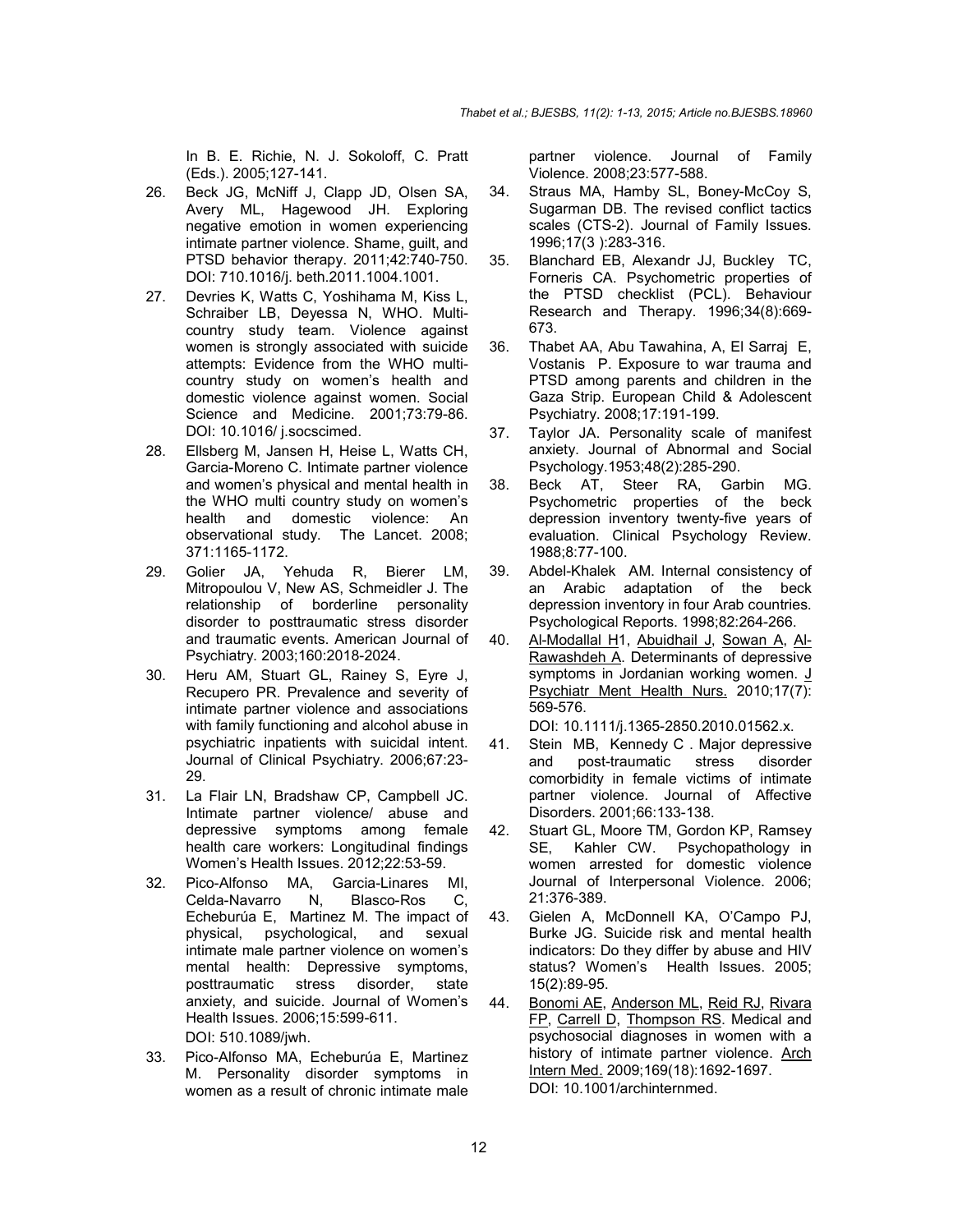In B. E. Richie, N. J. Sokoloff, C. Pratt (Eds.). 2005;127-141.

26. Beck JG, McNiff J, Clapp JD, Olsen SA, Avery ML, Hagewood JH. Exploring negative emotion in women experiencing intimate partner violence. Shame, guilt, and PTSD behavior therapy. 2011;42:740-750. DOI: 710.1016/j. beth.2011.1004.1001.
27. Devries K, Watts C, Yoshihama M, Kiss L, Schraiber LB, Deyessa N, WHO. Multi-country study team. Violence against women is strongly associated with suicide attempts: Evidence from the WHO multi-country study on women's health and domestic violence against women. Social Science and Medicine. 2001;73:79-86. DOI: 10.1016/ j.socscimed.
28. Ellsberg M, Jansen H, Heise L, Watts CH, Garcia-Moreno C. Intimate partner violence and women's physical and mental health in the WHO multi country study on women's health and domestic violence: An observational study. The Lancet. 2008; 371:1165-1172.
29. Golier JA, Yehuda R, Bierer LM, Mitropoulou V, New AS, Schmeidler J. The relationship of borderline personality disorder to posttraumatic stress disorder and traumatic events. American Journal of Psychiatry. 2003;160:2018-2024.
30. Heru AM, Stuart GL, Rainey S, Eyre J, Recupero PR. Prevalence and severity of intimate partner violence and associations with family functioning and alcohol abuse in psychiatric inpatients with suicidal intent. Journal of Clinical Psychiatry. 2006;67:23-29.
31. La Flair LN, Bradshaw CP, Campbell JC. Intimate partner violence/ abuse and depressive symptoms among female health care workers: Longitudinal findings Women's Health Issues. 2012;22:53-59.
32. Pico-Alfonso MA, Garcia-Linares MI, Celda-Navarro N, Blasco-Ros C, Echeburúa E, Martinez M. The impact of physical, psychological, and sexual intimate male partner violence on women's mental health: Depressive symptoms, posttraumatic stress disorder, state anxiety, and suicide. Journal of Women's Health Issues. 2006;15:599-611. DOI: 510.1089/jwh.
33. Pico-Alfonso MA, Echeburúa E, Martinez M. Personality disorder symptoms in women as a result of chronic intimate male partner violence. Journal of Family Violence. 2008;23:577-588.
34. Straus MA, Hamby SL, Boney-McCoy S, Sugarman DB. The revised conflict tactics scales (CTS-2). Journal of Family Issues. 1996;17(3 ):283-316.
35. Blanchard EB, Alexandr JJ, Buckley TC, Forneris CA. Psychometric properties of the PTSD checklist (PCL). Behaviour Research and Therapy. 1996;34(8):669-673.
36. Thabet AA, Abu Tawahina, A, El Sarraj E, Vostanis P. Exposure to war trauma and PTSD among parents and children in the Gaza Strip. European Child & Adolescent Psychiatry. 2008;17:191-199.
37. Taylor JA. Personality scale of manifest anxiety. Journal of Abnormal and Social Psychology.1953;48(2):285-290.
38. Beck AT, Steer RA, Garbin MG. Psychometric properties of the beck depression inventory twenty-five years of evaluation. Clinical Psychology Review. 1988;8:77-100.
39. Abdel-Khalek AM. Internal consistency of an Arabic adaptation of the beck depression inventory in four Arab countries. Psychological Reports. 1998;82:264-266.
40. Al-Modallal H1, Abuidhail J, Sowan A, Al-Rawashdeh A. Determinants of depressive symptoms in Jordanian working women. J Psychiatr Ment Health Nurs. 2010;17(7): 569-576. DOI: 10.1111/j.1365-2850.2010.01562.x.
41. Stein MB, Kennedy C . Major depressive and post-traumatic stress disorder comorbidity in female victims of intimate partner violence. Journal of Affective Disorders. 2001;66:133-138.
42. Stuart GL, Moore TM, Gordon KP, Ramsey SE, Kahler CW. Psychopathology in women arrested for domestic violence Journal of Interpersonal Violence. 2006; 21:376-389.
43. Gielen A, McDonnell KA, O'Campo PJ, Burke JG. Suicide risk and mental health indicators: Do they differ by abuse and HIV status? Women's Health Issues. 2005; 15(2):89-95.
44. Bonomi AE, Anderson ML, Reid RJ, Rivara FP, Carrell D, Thompson RS. Medical and psychosocial diagnoses in women with a history of intimate partner violence. Arch Intern Med. 2009;169(18):1692-1697. DOI: 10.1001/archinternmed.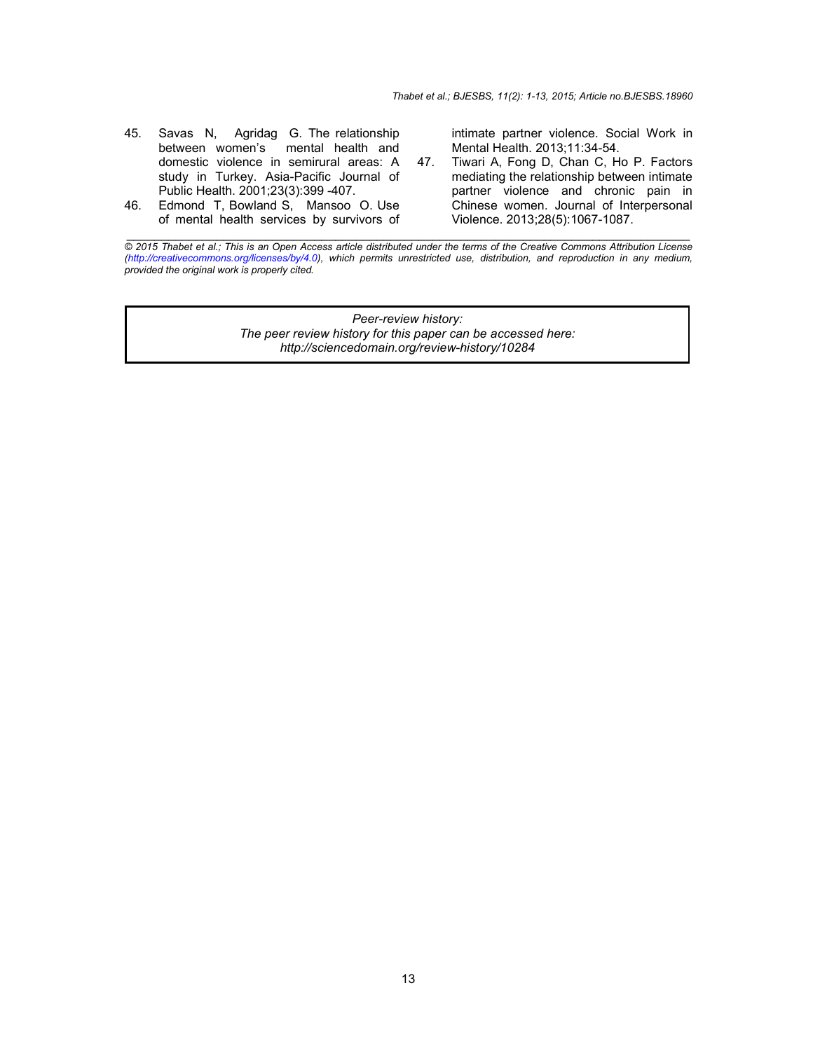45. Savas N, Agridag G. The relationship between women's mental health and domestic violence in semirural areas: A study in Turkey. Asia-Pacific Journal of Public Health. 2001;23(3):399 -407.
46. Edmond T, Bowland S, Mansoo O. Use of mental health services by survivors of intimate partner violence. Social Work in Mental Health. 2013;11:34-54.
47. Tiwari A, Fong D, Chan C, Ho P. Factors mediating the relationship between intimate partner violence and chronic pain in Chinese women. Journal of Interpersonal Violence. 2013;28(5):1067-1087.

---

*© 2015 Thabet et al.; This is an Open Access article distributed under the terms of the Creative Commons Attribution License (http://creativecommons.org/licenses/by/4.0), which permits unrestricted use, distribution, and reproduction in any medium, provided the original work is properly cited.*

*Peer-review history:*
*The peer review history for this paper can be accessed here:*
*http://sciencedomain.org/review-history/10284*